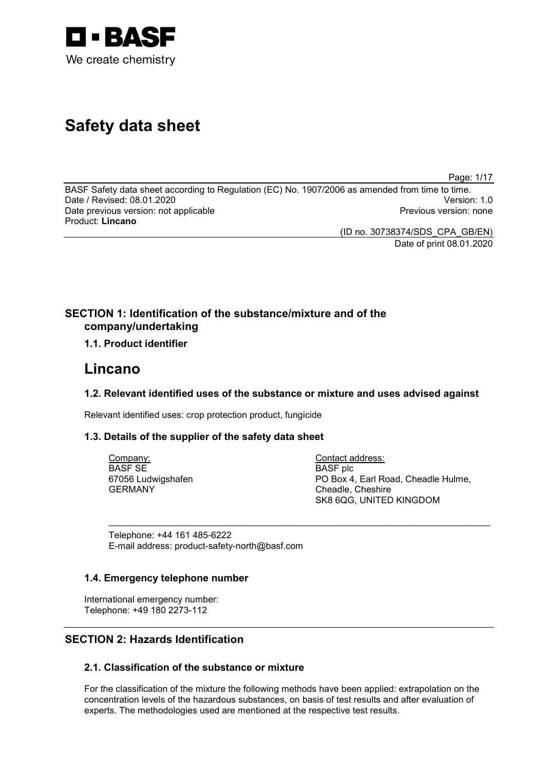BASF

We create chemistry

# Safety data sheet

BASF Safety data sheet according to Regulation (EC) No. 1907/2006 as amended from time to time.
Date / Revised: 08.01.2020 Version: 1.0
Date previous version: not applicable Previous version: none
Product: **Lincano**

(ID no. 30738374/SDS_CPA_GB/EN)
Date of print 08.01.2020

## SECTION 1: Identification of the substance/mixture and of the company/undertaking

### 1.1. Product identifier

# Lincano

### 1.2. Relevant identified uses of the substance or mixture and uses advised against

Relevant identified uses: crop protection product, fungicide

### 1.3. Details of the supplier of the safety data sheet

Company:
BASF SE
67056 Ludwigshafen
GERMANY

Contact address:
BASF plc
PO Box 4, Earl Road, Cheadle Hulme,
Cheadle, Cheshire
SK8 6QG, UNITED KINGDOM

Telephone: +44 161 485-6222
E-mail address: product-safety-north@basf.com

### 1.4. Emergency telephone number

International emergency number:
Telephone: +49 180 2273-112

## SECTION 2: Hazards Identification

### 2.1. Classification of the substance or mixture

For the classification of the mixture the following methods have been applied: extrapolation on the concentration levels of the hazardous substances, on basis of test results and after evaluation of experts. The methodologies used are mentioned at the respective test results.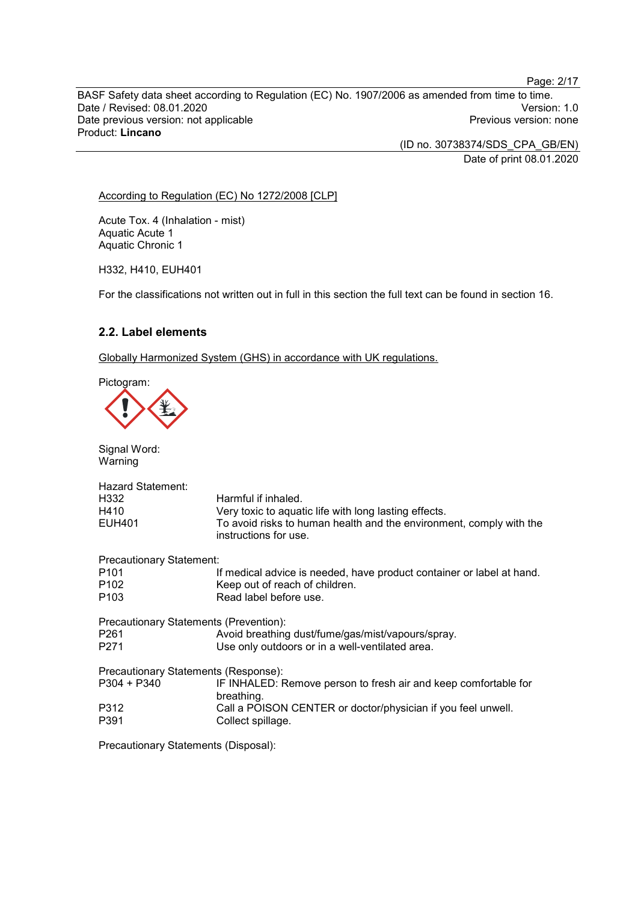According to Regulation (EC) No 1272/2008 [CLP]

Acute Tox. 4 (Inhalation - mist)
Aquatic Acute 1
Aquatic Chronic 1

H332, H410, EUH401

For the classifications not written out in full in this section the full text can be found in section 16.

## 2.2. Label elements

Globally Harmonized System (GHS) in accordance with UK regulations.

Pictogram:

Signal Word:
Warning

Hazard Statement:

| | |
|---|---|
| H332 | Harmful if inhaled. |
| H410 | Very toxic to aquatic life with long lasting effects. |
| EUH401 | To avoid risks to human health and the environment, comply with the instructions for use. |

Precautionary Statement:

| | |
|---|---|
| P101 | If medical advice is needed, have product container or label at hand. |
| P102 | Keep out of reach of children. |
| P103 | Read label before use. |

Precautionary Statements (Prevention):

| | |
|---|---|
| P261 | Avoid breathing dust/fume/gas/mist/vapours/spray. |
| P271 | Use only outdoors or in a well-ventilated area. |

Precautionary Statements (Response):

| | |
|---|---|
| P304 + P340 | IF INHALED: Remove person to fresh air and keep comfortable for breathing. |
| P312 | Call a POISON CENTER or doctor/physician if you feel unwell. |
| P391 | Collect spillage. |

Precautionary Statements (Disposal):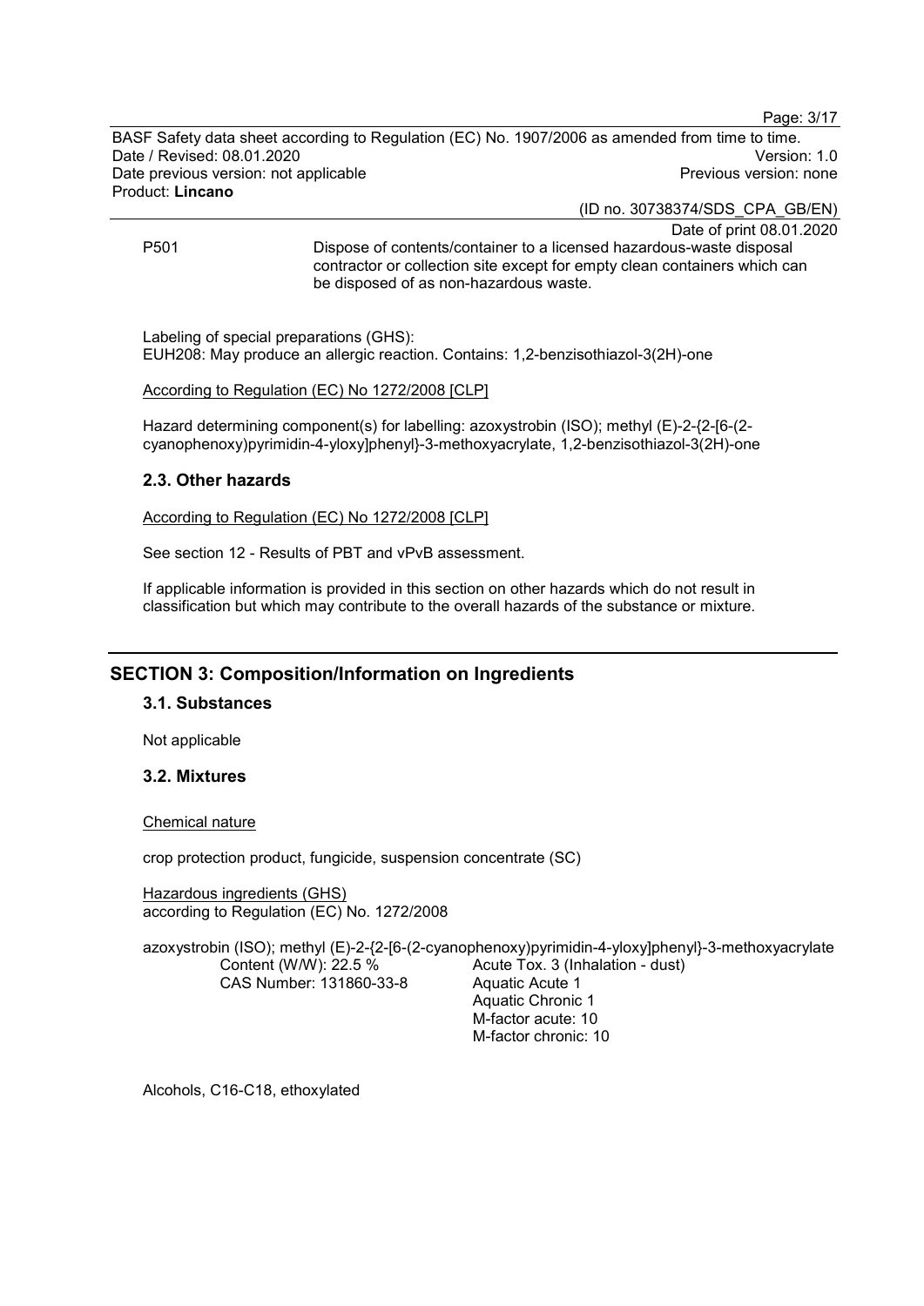P501 Dispose of contents/container to a licensed hazardous-waste disposal contractor or collection site except for empty clean containers which can be disposed of as non-hazardous waste.

Labeling of special preparations (GHS):
EUH208: May produce an allergic reaction. Contains: 1,2-benzisothiazol-3(2H)-one

According to Regulation (EC) No 1272/2008 [CLP]

Hazard determining component(s) for labelling: azoxystrobin (ISO); methyl (E)-2-{2-[6-(2-cyanophenoxy)pyrimidin-4-yloxy]phenyl}-3-methoxyacrylate, 1,2-benzisothiazol-3(2H)-one

### 2.3. Other hazards

According to Regulation (EC) No 1272/2008 [CLP]

See section 12 - Results of PBT and vPvB assessment.

If applicable information is provided in this section on other hazards which do not result in classification but which may contribute to the overall hazards of the substance or mixture.

## SECTION 3: Composition/Information on Ingredients

### 3.1. Substances

Not applicable

### 3.2. Mixtures

Chemical nature

crop protection product, fungicide, suspension concentrate (SC)

Hazardous ingredients (GHS)
according to Regulation (EC) No. 1272/2008

azoxystrobin (ISO); methyl (E)-2-{2-[6-(2-cyanophenoxy)pyrimidin-4-yloxy]phenyl}-3-methoxyacrylate

| | |
|---|---|
| Content (W/W): 22.5 % | Acute Tox. 3 (Inhalation - dust) |
| CAS Number: 131860-33-8 | Aquatic Acute 1 |
| | Aquatic Chronic 1 |
| | M-factor acute: 10 |
| | M-factor chronic: 10 |

Alcohols, C16-C18, ethoxylated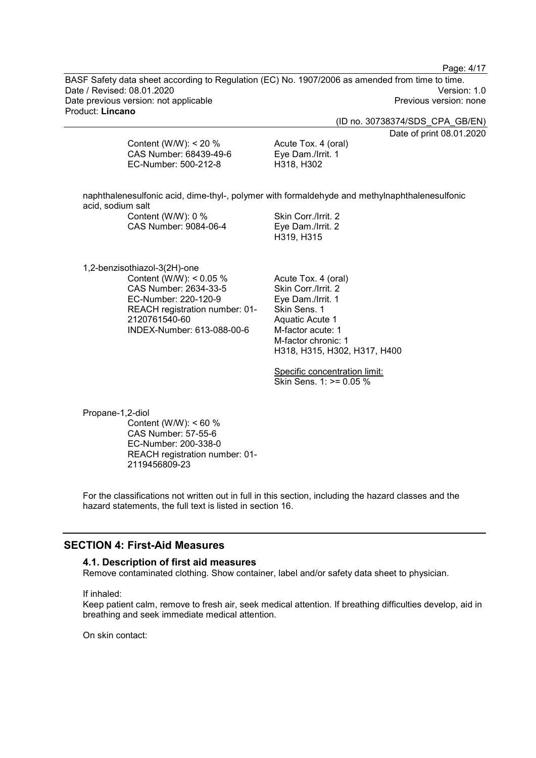Content (W/W): < 20 %
CAS Number: 68439-49-6
EC-Number: 500-212-8

Acute Tox. 4 (oral)
Eye Dam./Irrit. 1
H318, H302

naphthalenesulfonic acid, dime-thyl-, polymer with formaldehyde and methylnaphthalenesulfonic acid, sodium salt

Content (W/W): 0 %
CAS Number: 9084-06-4

Skin Corr./Irrit. 2
Eye Dam./Irrit. 2
H319, H315

1,2-benzisothiazol-3(2H)-one

Content (W/W): < 0.05 %
CAS Number: 2634-33-5
EC-Number: 220-120-9
REACH registration number: 01-2120761540-60
INDEX-Number: 613-088-00-6

Acute Tox. 4 (oral)
Skin Corr./Irrit. 2
Eye Dam./Irrit. 1
Skin Sens. 1
Aquatic Acute 1
M-factor acute: 1
M-factor chronic: 1
H318, H315, H302, H317, H400

Specific concentration limit:
Skin Sens. 1: >= 0.05 %

Propane-1,2-diol

Content (W/W): < 60 %
CAS Number: 57-55-6
EC-Number: 200-338-0
REACH registration number: 01-2119456809-23

For the classifications not written out in full in this section, including the hazard classes and the hazard statements, the full text is listed in section 16.

## SECTION 4: First-Aid Measures

### 4.1. Description of first aid measures

Remove contaminated clothing. Show container, label and/or safety data sheet to physician.

If inhaled:
Keep patient calm, remove to fresh air, seek medical attention. If breathing difficulties develop, aid in breathing and seek immediate medical attention.

On skin contact: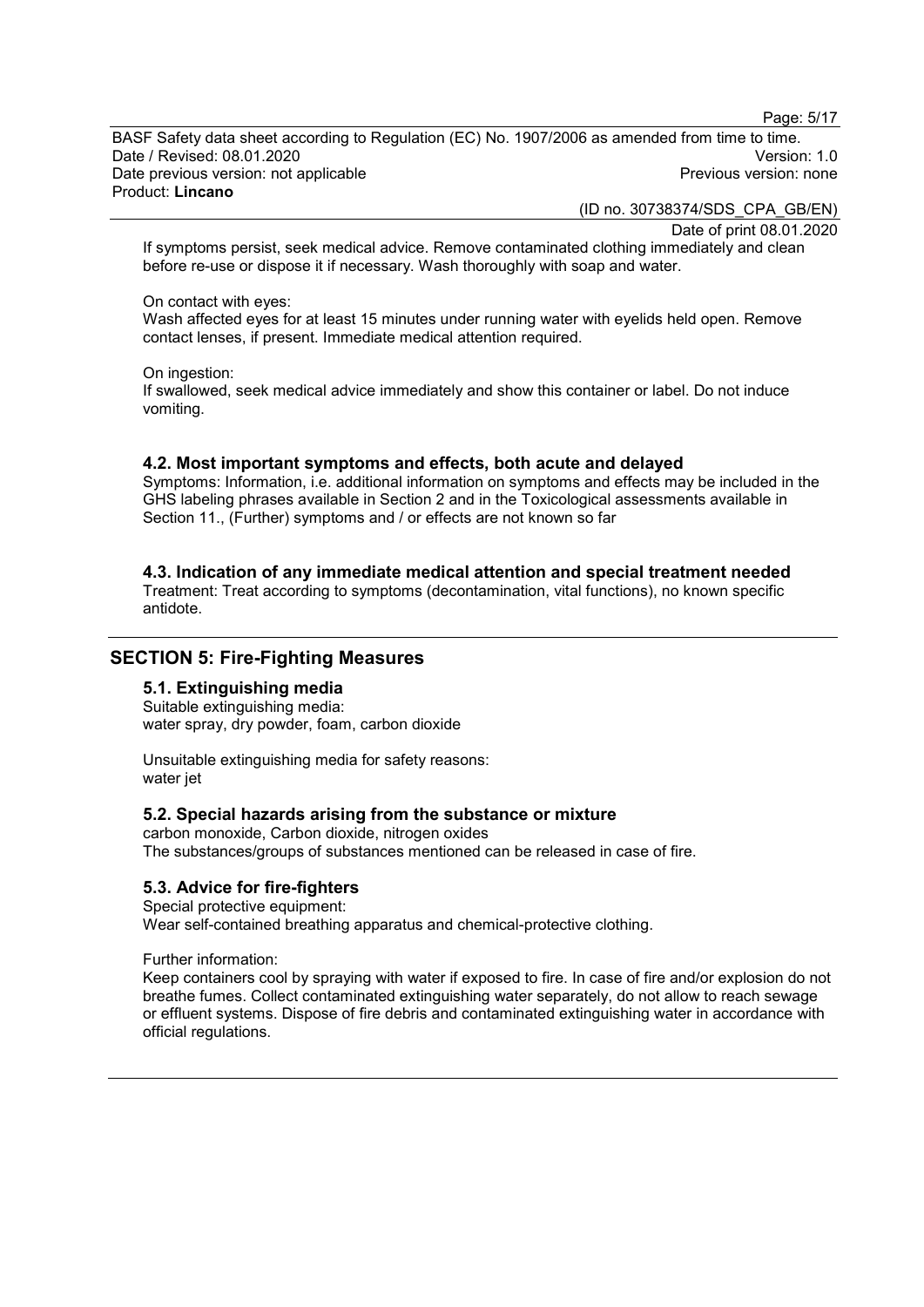If symptoms persist, seek medical advice. Remove contaminated clothing immediately and clean before re-use or dispose it if necessary. Wash thoroughly with soap and water.

On contact with eyes:
Wash affected eyes for at least 15 minutes under running water with eyelids held open. Remove contact lenses, if present. Immediate medical attention required.

On ingestion:
If swallowed, seek medical advice immediately and show this container or label. Do not induce vomiting.

### 4.2. Most important symptoms and effects, both acute and delayed

Symptoms: Information, i.e. additional information on symptoms and effects may be included in the GHS labeling phrases available in Section 2 and in the Toxicological assessments available in Section 11., (Further) symptoms and / or effects are not known so far

### 4.3. Indication of any immediate medical attention and special treatment needed

Treatment: Treat according to symptoms (decontamination, vital functions), no known specific antidote.

## SECTION 5: Fire-Fighting Measures

### 5.1. Extinguishing media

Suitable extinguishing media:
water spray, dry powder, foam, carbon dioxide

Unsuitable extinguishing media for safety reasons:
water jet

### 5.2. Special hazards arising from the substance or mixture

carbon monoxide, Carbon dioxide, nitrogen oxides
The substances/groups of substances mentioned can be released in case of fire.

### 5.3. Advice for fire-fighters

Special protective equipment:
Wear self-contained breathing apparatus and chemical-protective clothing.

Further information:
Keep containers cool by spraying with water if exposed to fire. In case of fire and/or explosion do not breathe fumes. Collect contaminated extinguishing water separately, do not allow to reach sewage or effluent systems. Dispose of fire debris and contaminated extinguishing water in accordance with official regulations.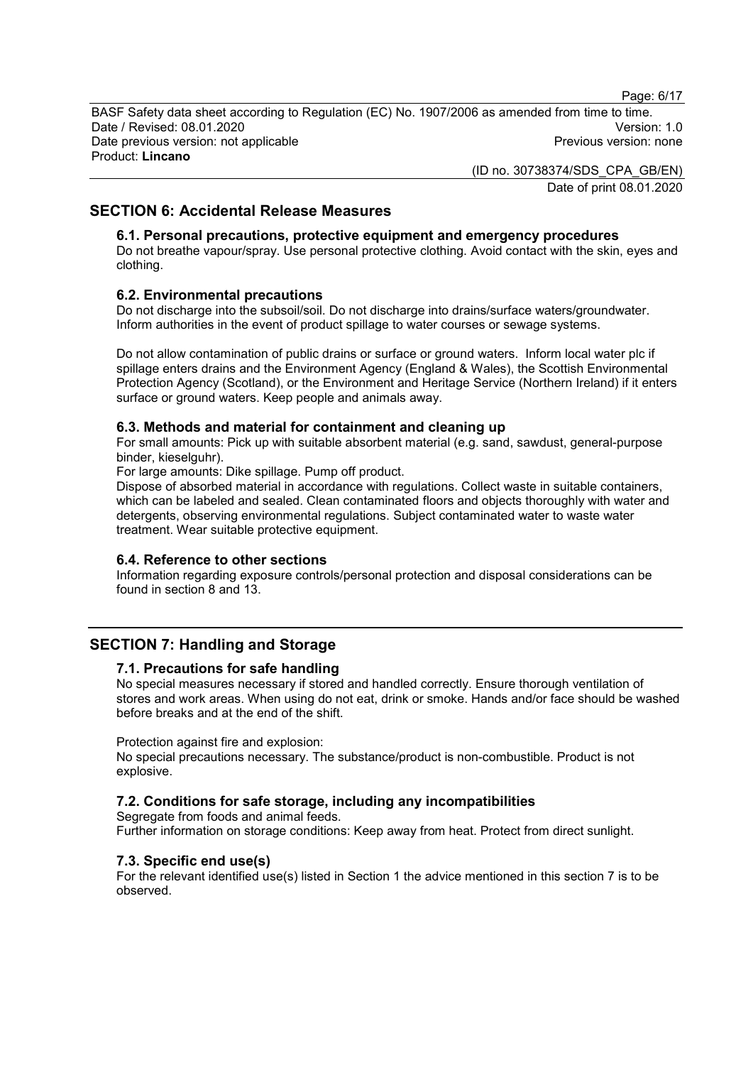## SECTION 6: Accidental Release Measures

### 6.1. Personal precautions, protective equipment and emergency procedures

Do not breathe vapour/spray. Use personal protective clothing. Avoid contact with the skin, eyes and clothing.

### 6.2. Environmental precautions

Do not discharge into the subsoil/soil. Do not discharge into drains/surface waters/groundwater. Inform authorities in the event of product spillage to water courses or sewage systems.

Do not allow contamination of public drains or surface or ground waters. Inform local water plc if spillage enters drains and the Environment Agency (England & Wales), the Scottish Environmental Protection Agency (Scotland), or the Environment and Heritage Service (Northern Ireland) if it enters surface or ground waters. Keep people and animals away.

### 6.3. Methods and material for containment and cleaning up

For small amounts: Pick up with suitable absorbent material (e.g. sand, sawdust, general-purpose binder, kieselguhr).

For large amounts: Dike spillage. Pump off product.

Dispose of absorbed material in accordance with regulations. Collect waste in suitable containers, which can be labeled and sealed. Clean contaminated floors and objects thoroughly with water and detergents, observing environmental regulations. Subject contaminated water to waste water treatment. Wear suitable protective equipment.

### 6.4. Reference to other sections

Information regarding exposure controls/personal protection and disposal considerations can be found in section 8 and 13.

## SECTION 7: Handling and Storage

### 7.1. Precautions for safe handling

No special measures necessary if stored and handled correctly. Ensure thorough ventilation of stores and work areas. When using do not eat, drink or smoke. Hands and/or face should be washed before breaks and at the end of the shift.

Protection against fire and explosion:

No special precautions necessary. The substance/product is non-combustible. Product is not explosive.

### 7.2. Conditions for safe storage, including any incompatibilities

Segregate from foods and animal feeds.

Further information on storage conditions: Keep away from heat. Protect from direct sunlight.

### 7.3. Specific end use(s)

For the relevant identified use(s) listed in Section 1 the advice mentioned in this section 7 is to be observed.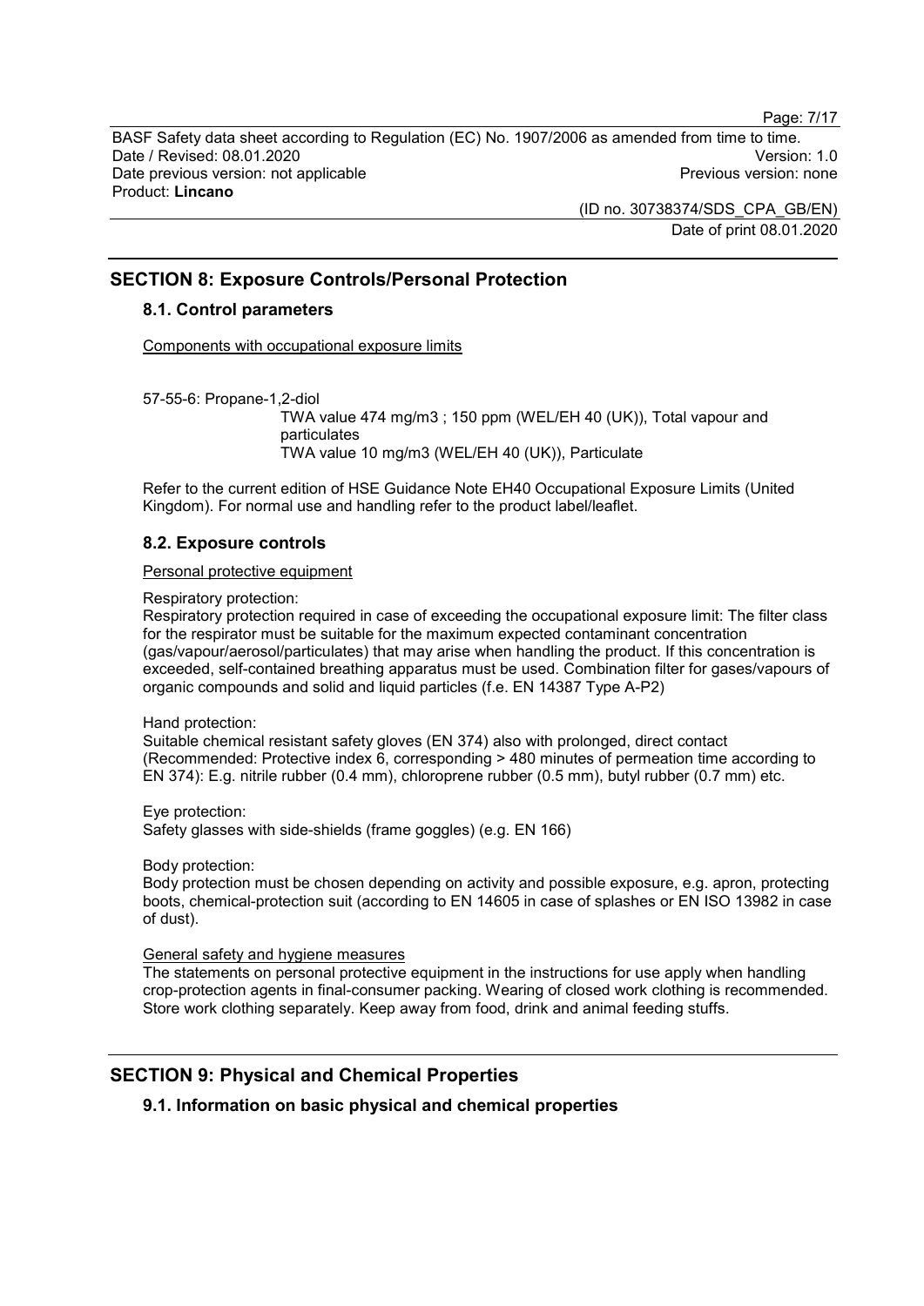## SECTION 8: Exposure Controls/Personal Protection

### 8.1. Control parameters

Components with occupational exposure limits

57-55-6: Propane-1,2-diol

TWA value 474 mg/m3 ; 150 ppm (WEL/EH 40 (UK)), Total vapour and particulates
TWA value 10 mg/m3 (WEL/EH 40 (UK)), Particulate

Refer to the current edition of HSE Guidance Note EH40 Occupational Exposure Limits (United Kingdom). For normal use and handling refer to the product label/leaflet.

### 8.2. Exposure controls

Personal protective equipment

Respiratory protection:
Respiratory protection required in case of exceeding the occupational exposure limit: The filter class for the respirator must be suitable for the maximum expected contaminant concentration (gas/vapour/aerosol/particulates) that may arise when handling the product. If this concentration is exceeded, self-contained breathing apparatus must be used. Combination filter for gases/vapours of organic compounds and solid and liquid particles (f.e. EN 14387 Type A-P2)

Hand protection:
Suitable chemical resistant safety gloves (EN 374) also with prolonged, direct contact (Recommended: Protective index 6, corresponding > 480 minutes of permeation time according to EN 374): E.g. nitrile rubber (0.4 mm), chloroprene rubber (0.5 mm), butyl rubber (0.7 mm) etc.

Eye protection:
Safety glasses with side-shields (frame goggles) (e.g. EN 166)

Body protection:
Body protection must be chosen depending on activity and possible exposure, e.g. apron, protecting boots, chemical-protection suit (according to EN 14605 in case of splashes or EN ISO 13982 in case of dust).

General safety and hygiene measures
The statements on personal protective equipment in the instructions for use apply when handling crop-protection agents in final-consumer packing. Wearing of closed work clothing is recommended. Store work clothing separately. Keep away from food, drink and animal feeding stuffs.

## SECTION 9: Physical and Chemical Properties

### 9.1. Information on basic physical and chemical properties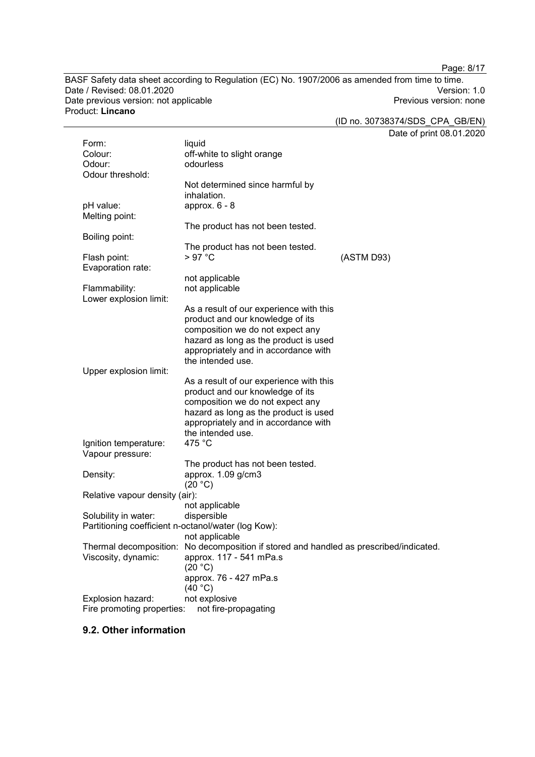| | | |
|---|---|---|
| Form: | liquid | |
| Colour: | off-white to slight orange | |
| Odour: | odourless | |
| Odour threshold: | Not determined since harmful by inhalation. | |
| pH value: | approx. 6 - 8 | |
| Melting point: | The product has not been tested. | |
| Boiling point: | The product has not been tested. | |
| Flash point: | > 97 °C | (ASTM D93) |
| Evaporation rate: | not applicable | |
| Flammability: | not applicable | |
| Lower explosion limit: | As a result of our experience with this product and our knowledge of its composition we do not expect any hazard as long as the product is used appropriately and in accordance with the intended use. | |
| Upper explosion limit: | As a result of our experience with this product and our knowledge of its composition we do not expect any hazard as long as the product is used appropriately and in accordance with the intended use. | |
| Ignition temperature: | 475 °C | |
| Vapour pressure: | The product has not been tested. | |
| Density: | approx. 1.09 g/cm3 (20 °C) | |
| Relative vapour density (air): | not applicable | |
| Solubility in water: | dispersible | |
| Partitioning coefficient n-octanol/water (log Kow): | not applicable | |
| Thermal decomposition: | No decomposition if stored and handled as prescribed/indicated. | |
| Viscosity, dynamic: | approx. 117 - 541 mPa.s (20 °C) approx. 76 - 427 mPa.s (40 °C) | |
| Explosion hazard: | not explosive | |
| Fire promoting properties: | not fire-propagating | |

## 9.2. Other information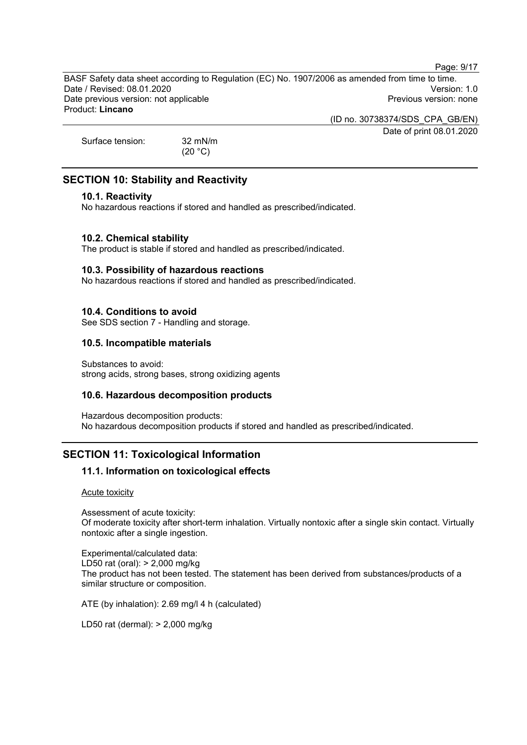Surface tension: 32 mN/m
(20 °C)

## SECTION 10: Stability and Reactivity

### 10.1. Reactivity

No hazardous reactions if stored and handled as prescribed/indicated.

### 10.2. Chemical stability

The product is stable if stored and handled as prescribed/indicated.

### 10.3. Possibility of hazardous reactions

No hazardous reactions if stored and handled as prescribed/indicated.

### 10.4. Conditions to avoid

See SDS section 7 - Handling and storage.

### 10.5. Incompatible materials

Substances to avoid:
strong acids, strong bases, strong oxidizing agents

### 10.6. Hazardous decomposition products

Hazardous decomposition products:
No hazardous decomposition products if stored and handled as prescribed/indicated.

## SECTION 11: Toxicological Information

### 11.1. Information on toxicological effects

Acute toxicity

Assessment of acute toxicity:
Of moderate toxicity after short-term inhalation. Virtually nontoxic after a single skin contact. Virtually nontoxic after a single ingestion.

Experimental/calculated data:
LD50 rat (oral): > 2,000 mg/kg
The product has not been tested. The statement has been derived from substances/products of a similar structure or composition.

ATE (by inhalation): 2.69 mg/l 4 h (calculated)

LD50 rat (dermal): > 2,000 mg/kg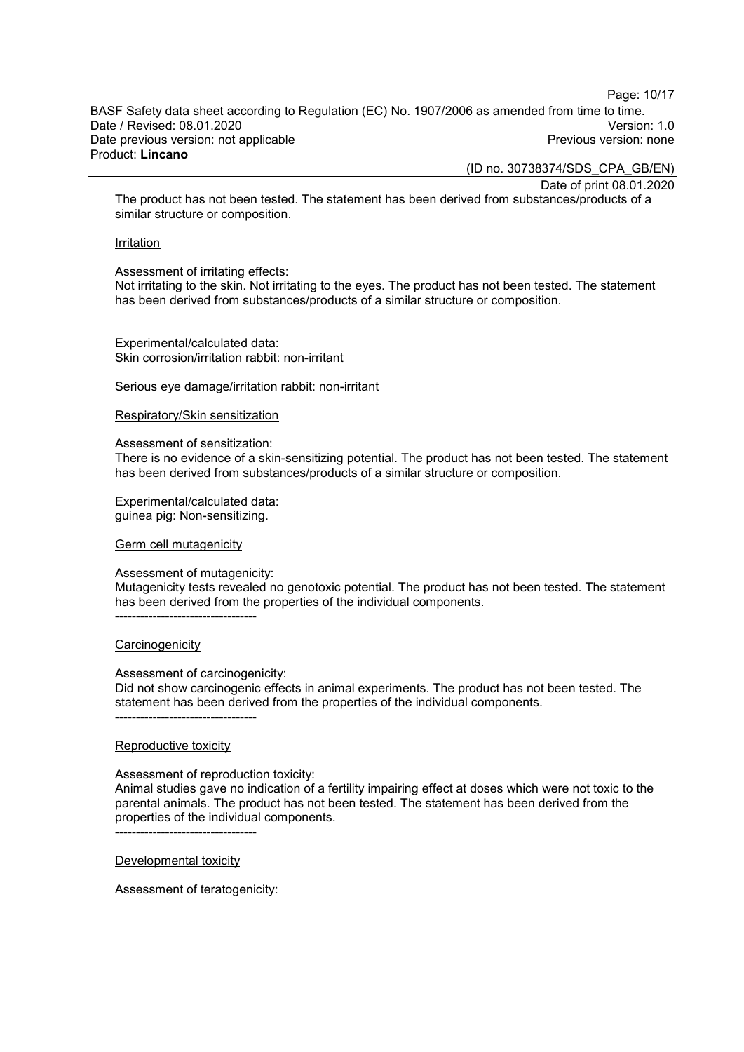The product has not been tested. The statement has been derived from substances/products of a similar structure or composition.

Irritation

Assessment of irritating effects:
Not irritating to the skin. Not irritating to the eyes. The product has not been tested. The statement has been derived from substances/products of a similar structure or composition.

Experimental/calculated data:
Skin corrosion/irritation rabbit: non-irritant

Serious eye damage/irritation rabbit: non-irritant

Respiratory/Skin sensitization

Assessment of sensitization:
There is no evidence of a skin-sensitizing potential. The product has not been tested. The statement has been derived from substances/products of a similar structure or composition.

Experimental/calculated data:
guinea pig: Non-sensitizing.

Germ cell mutagenicity

Assessment of mutagenicity:
Mutagenicity tests revealed no genotoxic potential. The product has not been tested. The statement has been derived from the properties of the individual components.

----------------------------------

Carcinogenicity

Assessment of carcinogenicity:
Did not show carcinogenic effects in animal experiments. The product has not been tested. The statement has been derived from the properties of the individual components.

----------------------------------

Reproductive toxicity

Assessment of reproduction toxicity:
Animal studies gave no indication of a fertility impairing effect at doses which were not toxic to the parental animals. The product has not been tested. The statement has been derived from the properties of the individual components.

----------------------------------

Developmental toxicity

Assessment of teratogenicity: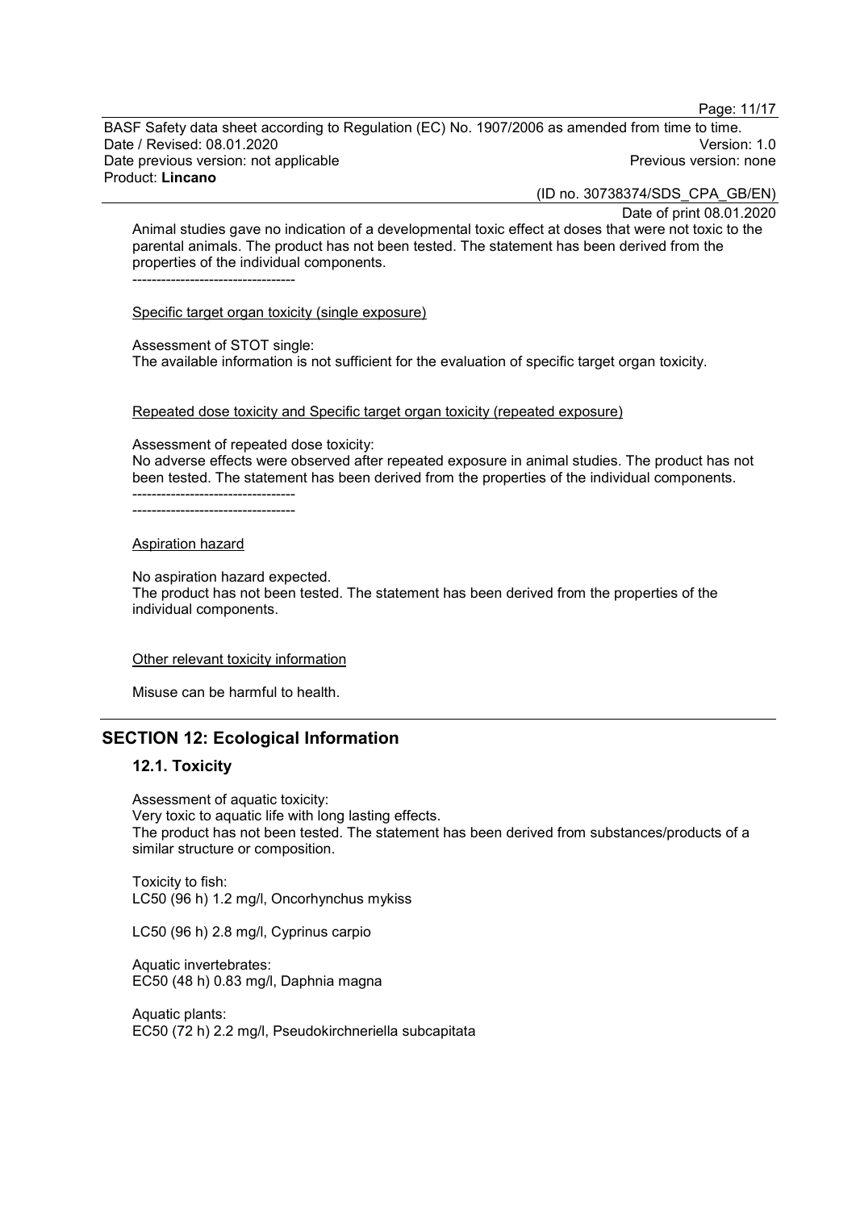Animal studies gave no indication of a developmental toxic effect at doses that were not toxic to the parental animals. The product has not been tested. The statement has been derived from the properties of the individual components.

----------------------------------

Specific target organ toxicity (single exposure)

Assessment of STOT single:
The available information is not sufficient for the evaluation of specific target organ toxicity.

Repeated dose toxicity and Specific target organ toxicity (repeated exposure)

Assessment of repeated dose toxicity:
No adverse effects were observed after repeated exposure in animal studies. The product has not been tested. The statement has been derived from the properties of the individual components.

----------------------------------
----------------------------------

Aspiration hazard

No aspiration hazard expected.
The product has not been tested. The statement has been derived from the properties of the individual components.

Other relevant toxicity information

Misuse can be harmful to health.

## SECTION 12: Ecological Information

### 12.1. Toxicity

Assessment of aquatic toxicity:
Very toxic to aquatic life with long lasting effects.
The product has not been tested. The statement has been derived from substances/products of a similar structure or composition.

Toxicity to fish:
LC50 (96 h) 1.2 mg/l, Oncorhynchus mykiss

LC50 (96 h) 2.8 mg/l, Cyprinus carpio

Aquatic invertebrates:
EC50 (48 h) 0.83 mg/l, Daphnia magna

Aquatic plants:
EC50 (72 h) 2.2 mg/l, Pseudokirchneriella subcapitata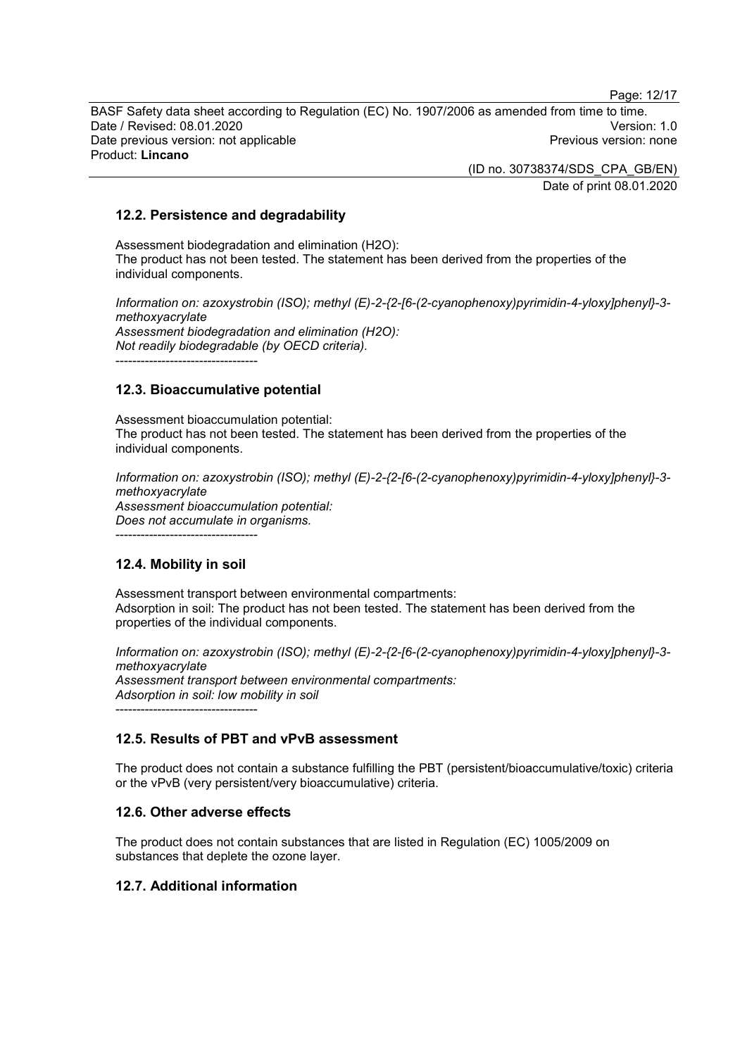## 12.2. Persistence and degradability

Assessment biodegradation and elimination ($H_2O$):
The product has not been tested. The statement has been derived from the properties of the individual components.

*Information on: azoxystrobin (ISO); methyl (E)-2-{2-[6-(2-cyanophenoxy)pyrimidin-4-yloxy]phenyl}-3-methoxyacrylate*
*Assessment biodegradation and elimination ($H_2O$):*
*Not readily biodegradable (by OECD criteria).*
----------------------------------

## 12.3. Bioaccumulative potential

Assessment bioaccumulation potential:
The product has not been tested. The statement has been derived from the properties of the individual components.

*Information on: azoxystrobin (ISO); methyl (E)-2-{2-[6-(2-cyanophenoxy)pyrimidin-4-yloxy]phenyl}-3-methoxyacrylate*
*Assessment bioaccumulation potential:*
*Does not accumulate in organisms.*
----------------------------------

## 12.4. Mobility in soil

Assessment transport between environmental compartments:
Adsorption in soil: The product has not been tested. The statement has been derived from the properties of the individual components.

*Information on: azoxystrobin (ISO); methyl (E)-2-{2-[6-(2-cyanophenoxy)pyrimidin-4-yloxy]phenyl}-3-methoxyacrylate*
*Assessment transport between environmental compartments:*
*Adsorption in soil: low mobility in soil*
----------------------------------

## 12.5. Results of PBT and vPvB assessment

The product does not contain a substance fulfilling the PBT (persistent/bioaccumulative/toxic) criteria or the vPvB (very persistent/very bioaccumulative) criteria.

## 12.6. Other adverse effects

The product does not contain substances that are listed in Regulation (EC) 1005/2009 on substances that deplete the ozone layer.

## 12.7. Additional information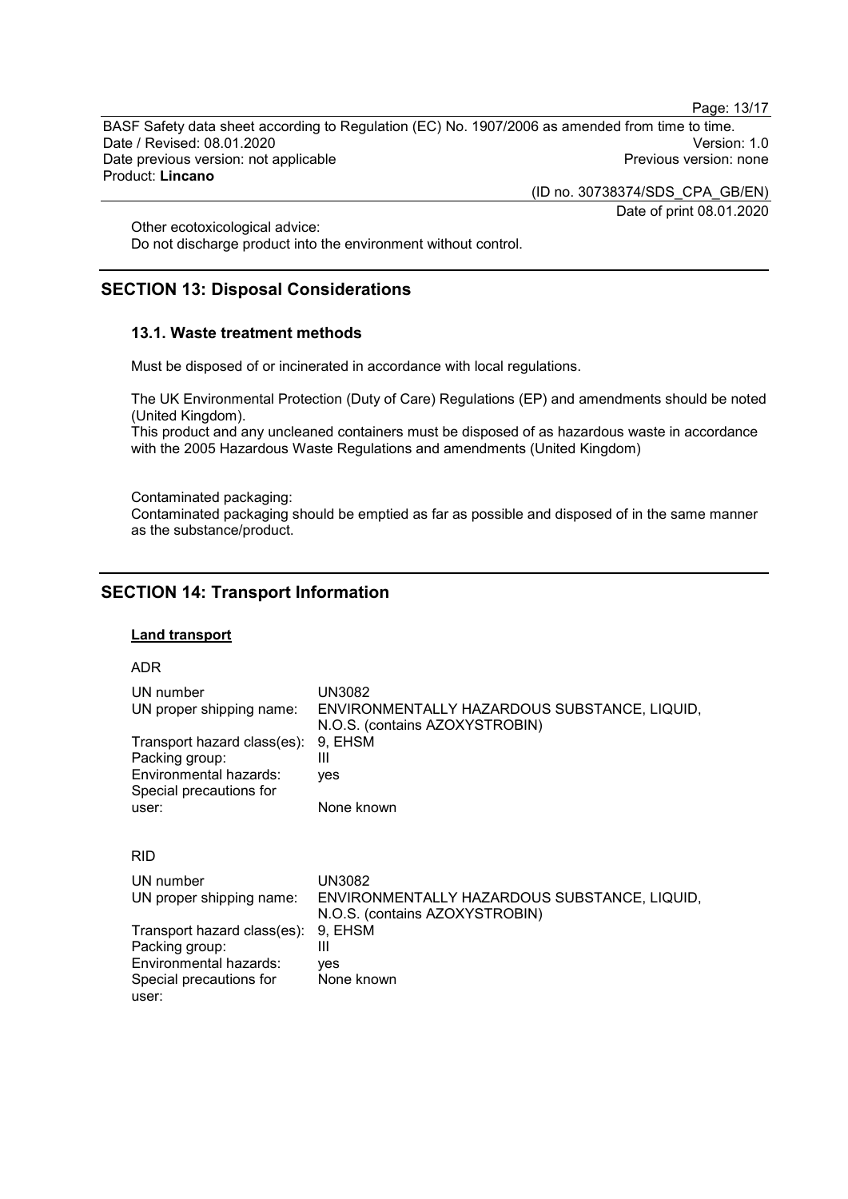Other ecotoxicological advice:
Do not discharge product into the environment without control.

## SECTION 13: Disposal Considerations

### 13.1. Waste treatment methods

Must be disposed of or incinerated in accordance with local regulations.

The UK Environmental Protection (Duty of Care) Regulations (EP) and amendments should be noted (United Kingdom).
This product and any uncleaned containers must be disposed of as hazardous waste in accordance with the 2005 Hazardous Waste Regulations and amendments (United Kingdom)

Contaminated packaging:
Contaminated packaging should be emptied as far as possible and disposed of in the same manner as the substance/product.

## SECTION 14: Transport Information

**Land transport**

ADR

| | |
|---|---|
| UN number | UN3082 |
| UN proper shipping name: | ENVIRONMENTALLY HAZARDOUS SUBSTANCE, LIQUID, N.O.S. (contains AZOXYSTROBIN) |
| Transport hazard class(es): | 9, EHSM |
| Packing group: | III |
| Environmental hazards: | yes |
| Special precautions for user: | None known |

RID

| | |
|---|---|
| UN number | UN3082 |
| UN proper shipping name: | ENVIRONMENTALLY HAZARDOUS SUBSTANCE, LIQUID, N.O.S. (contains AZOXYSTROBIN) |
| Transport hazard class(es): | 9, EHSM |
| Packing group: | III |
| Environmental hazards: | yes |
| Special precautions for user: | None known |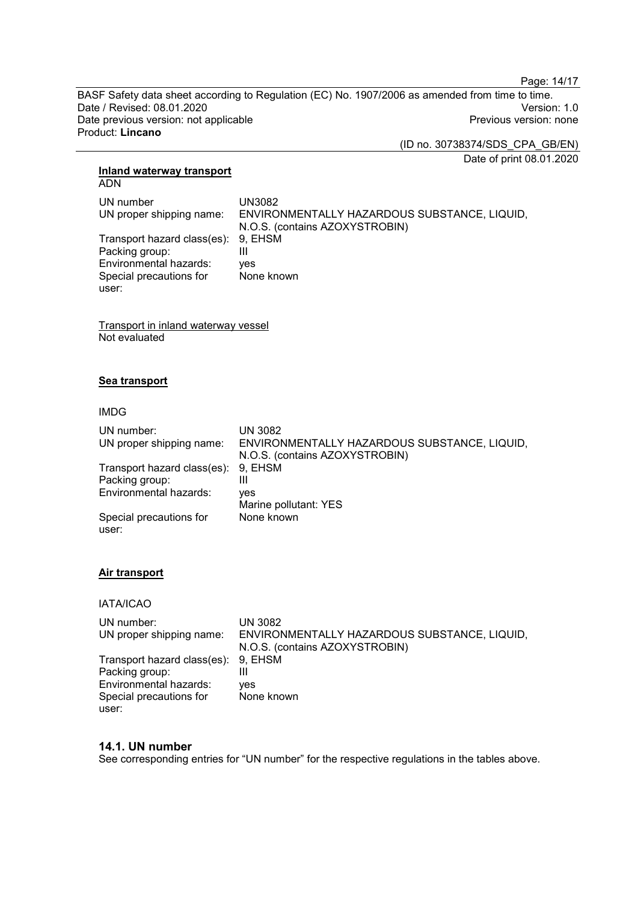**Inland waterway transport**

ADN

| | |
|---|---|
| UN number | UN3082 |
| UN proper shipping name: | ENVIRONMENTALLY HAZARDOUS SUBSTANCE, LIQUID, N.O.S. (contains AZOXYSTROBIN) |
| Transport hazard class(es): | 9, EHSM |
| Packing group: | III |
| Environmental hazards: | yes |
| Special precautions for user: | None known |

Transport in inland waterway vessel
Not evaluated

**Sea transport**

IMDG

| | |
|---|---|
| UN number: | UN 3082 |
| UN proper shipping name: | ENVIRONMENTALLY HAZARDOUS SUBSTANCE, LIQUID, N.O.S. (contains AZOXYSTROBIN) |
| Transport hazard class(es): | 9, EHSM |
| Packing group: | III |
| Environmental hazards: | yes<br>Marine pollutant: YES |
| Special precautions for user: | None known |

**Air transport**

IATA/ICAO

| | |
|---|---|
| UN number: | UN 3082 |
| UN proper shipping name: | ENVIRONMENTALLY HAZARDOUS SUBSTANCE, LIQUID, N.O.S. (contains AZOXYSTROBIN) |
| Transport hazard class(es): | 9, EHSM |
| Packing group: | III |
| Environmental hazards: | yes |
| Special precautions for user: | None known |

## 14.1. UN number

See corresponding entries for "UN number" for the respective regulations in the tables above.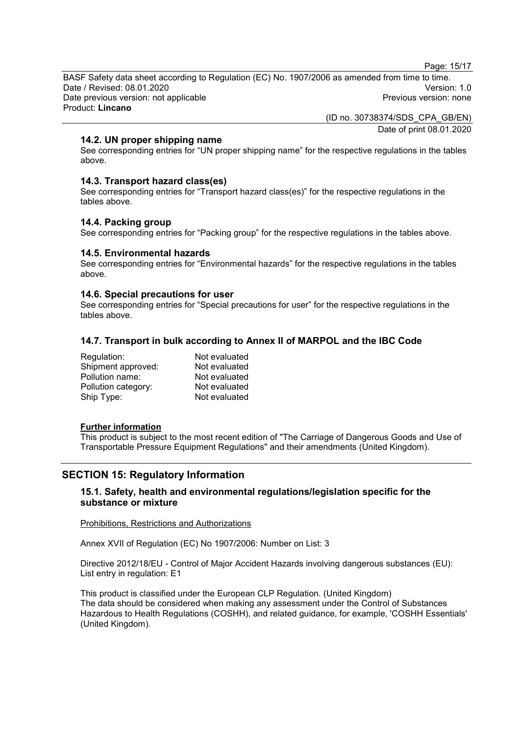### 14.2. UN proper shipping name

See corresponding entries for “UN proper shipping name” for the respective regulations in the tables above.

### 14.3. Transport hazard class(es)

See corresponding entries for “Transport hazard class(es)” for the respective regulations in the tables above.

### 14.4. Packing group

See corresponding entries for “Packing group” for the respective regulations in the tables above.

### 14.5. Environmental hazards

See corresponding entries for “Environmental hazards” for the respective regulations in the tables above.

### 14.6. Special precautions for user

See corresponding entries for “Special precautions for user” for the respective regulations in the tables above.

### 14.7. Transport in bulk according to Annex II of MARPOL and the IBC Code

| | |
|---|---|
| Regulation: | Not evaluated |
| Shipment approved: | Not evaluated |
| Pollution name: | Not evaluated |
| Pollution category: | Not evaluated |
| Ship Type: | Not evaluated |

**Further information**

This product is subject to the most recent edition of "The Carriage of Dangerous Goods and Use of Transportable Pressure Equipment Regulations" and their amendments (United Kingdom).

## SECTION 15: Regulatory Information

### 15.1. Safety, health and environmental regulations/legislation specific for the substance or mixture

Prohibitions, Restrictions and Authorizations

Annex XVII of Regulation (EC) No 1907/2006: Number on List: 3

Directive 2012/18/EU - Control of Major Accident Hazards involving dangerous substances (EU): List entry in regulation: E1

This product is classified under the European CLP Regulation. (United Kingdom)
The data should be considered when making any assessment under the Control of Substances Hazardous to Health Regulations (COSHH), and related guidance, for example, 'COSHH Essentials' (United Kingdom).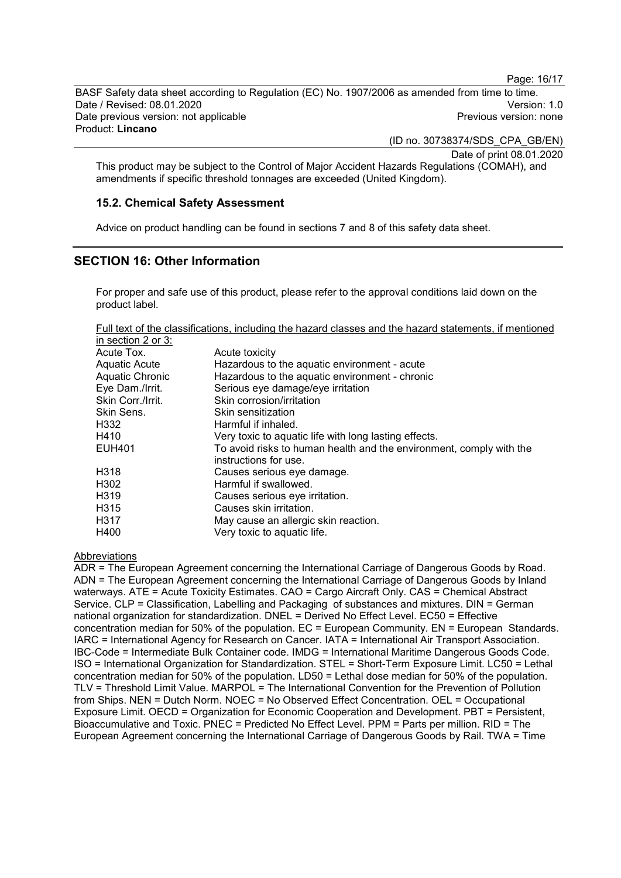This product may be subject to the Control of Major Accident Hazards Regulations (COMAH), and amendments if specific threshold tonnages are exceeded (United Kingdom).

### 15.2. Chemical Safety Assessment

Advice on product handling can be found in sections 7 and 8 of this safety data sheet.

## SECTION 16: Other Information

For proper and safe use of this product, please refer to the approval conditions laid down on the product label.

Full text of the classifications, including the hazard classes and the hazard statements, if mentioned in section 2 or 3:

| | |
|---|---|
| Acute Tox. | Acute toxicity |
| Aquatic Acute | Hazardous to the aquatic environment - acute |
| Aquatic Chronic | Hazardous to the aquatic environment - chronic |
| Eye Dam./Irrit. | Serious eye damage/eye irritation |
| Skin Corr./Irrit. | Skin corrosion/irritation |
| Skin Sens. | Skin sensitization |
| H332 | Harmful if inhaled. |
| H410 | Very toxic to aquatic life with long lasting effects. |
| EUH401 | To avoid risks to human health and the environment, comply with the instructions for use. |
| H318 | Causes serious eye damage. |
| H302 | Harmful if swallowed. |
| H319 | Causes serious eye irritation. |
| H315 | Causes skin irritation. |
| H317 | May cause an allergic skin reaction. |
| H400 | Very toxic to aquatic life. |

Abbreviations

ADR = The European Agreement concerning the International Carriage of Dangerous Goods by Road. ADN = The European Agreement concerning the International Carriage of Dangerous Goods by Inland waterways. ATE = Acute Toxicity Estimates. CAO = Cargo Aircraft Only. CAS = Chemical Abstract Service. CLP = Classification, Labelling and Packaging of substances and mixtures. DIN = German national organization for standardization. DNEL = Derived No Effect Level. EC50 = Effective concentration median for 50% of the population. EC = European Community. EN = European Standards. IARC = International Agency for Research on Cancer. IATA = International Air Transport Association. IBC-Code = Intermediate Bulk Container code. IMDG = International Maritime Dangerous Goods Code. ISO = International Organization for Standardization. STEL = Short-Term Exposure Limit. LC50 = Lethal concentration median for 50% of the population. LD50 = Lethal dose median for 50% of the population. TLV = Threshold Limit Value. MARPOL = The International Convention for the Prevention of Pollution from Ships. NEN = Dutch Norm. NOEC = No Observed Effect Concentration. OEL = Occupational Exposure Limit. OECD = Organization for Economic Cooperation and Development. PBT = Persistent, Bioaccumulative and Toxic. PNEC = Predicted No Effect Level. PPM = Parts per million. RID = The European Agreement concerning the International Carriage of Dangerous Goods by Rail. TWA = Time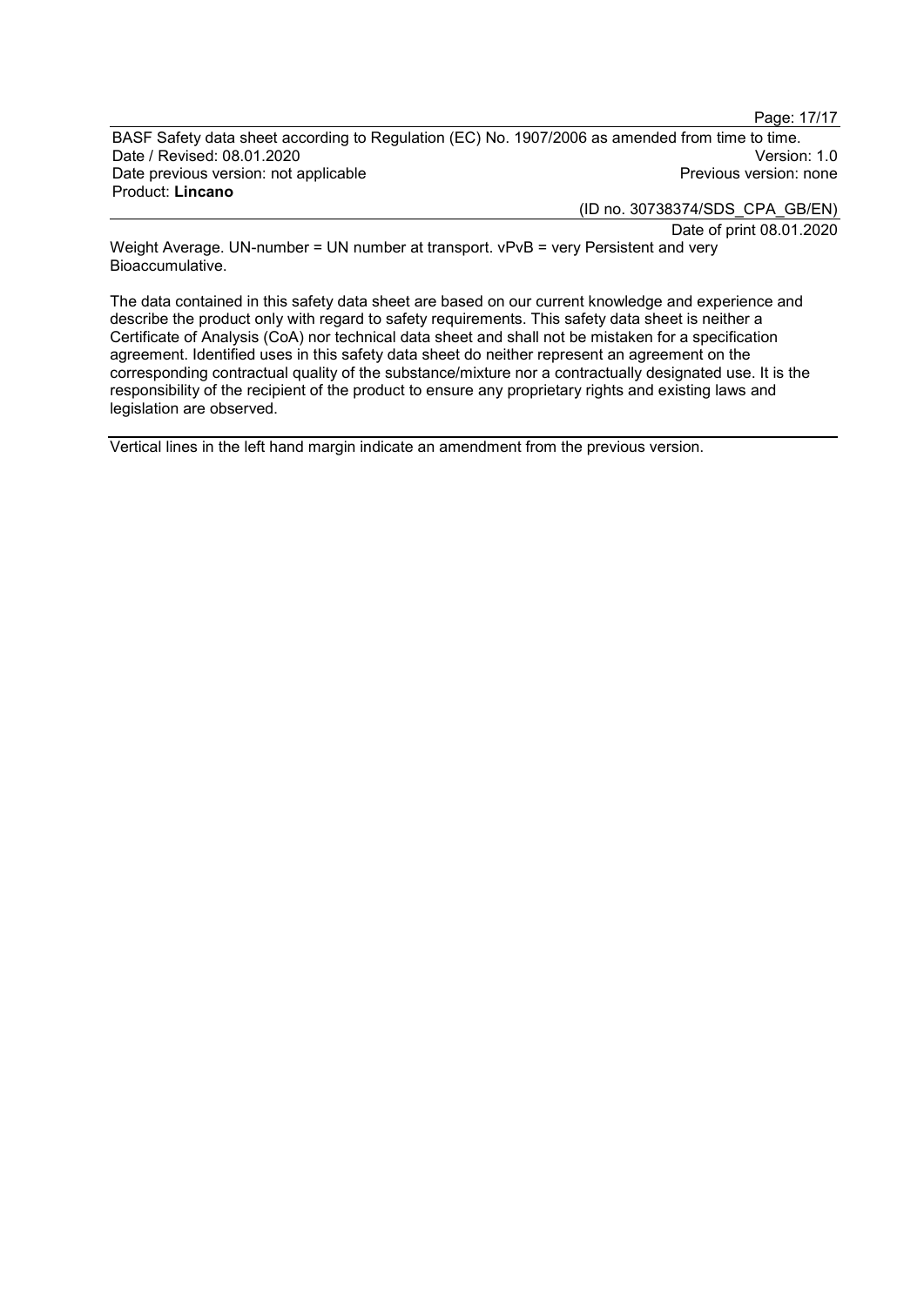Weight Average. UN-number = UN number at transport. vPvB = very Persistent and very Bioaccumulative.

The data contained in this safety data sheet are based on our current knowledge and experience and describe the product only with regard to safety requirements. This safety data sheet is neither a Certificate of Analysis (CoA) nor technical data sheet and shall not be mistaken for a specification agreement. Identified uses in this safety data sheet do neither represent an agreement on the corresponding contractual quality of the substance/mixture nor a contractually designated use. It is the responsibility of the recipient of the product to ensure any proprietary rights and existing laws and legislation are observed.

---

Vertical lines in the left hand margin indicate an amendment from the previous version.